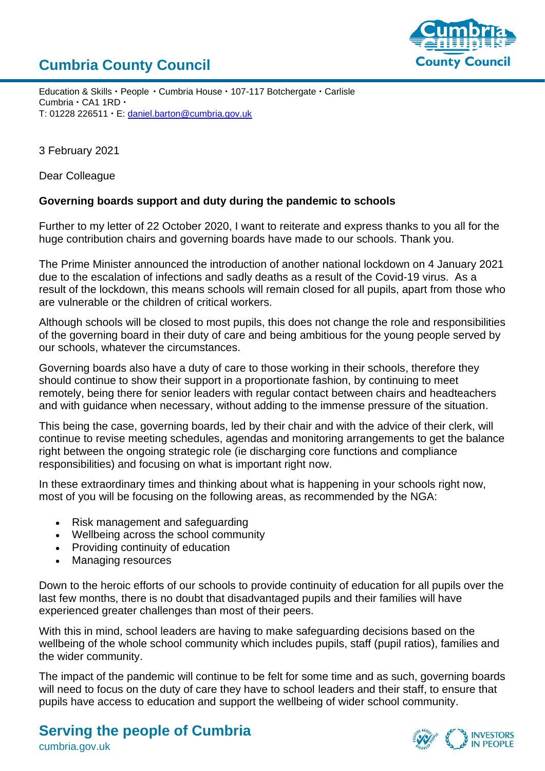# Cumbria County Council

Education & Skills・People ・Cumbria House・107-117 Botchergate・Carlisle
Cumbria・CA1 1RD・
T: 01228 226511・E: daniel.barton@cumbria.gov.uk

3 February 2021

Dear Colleague

**Governing boards support and duty during the pandemic to schools**

Further to my letter of 22 October 2020, I want to reiterate and express thanks to you all for the huge contribution chairs and governing boards have made to our schools. Thank you.

The Prime Minister announced the introduction of another national lockdown on 4 January 2021 due to the escalation of infections and sadly deaths as a result of the Covid-19 virus. As a result of the lockdown, this means schools will remain closed for all pupils, apart from those who are vulnerable or the children of critical workers.

Although schools will be closed to most pupils, this does not change the role and responsibilities of the governing board in their duty of care and being ambitious for the young people served by our schools, whatever the circumstances.

Governing boards also have a duty of care to those working in their schools, therefore they should continue to show their support in a proportionate fashion, by continuing to meet remotely, being there for senior leaders with regular contact between chairs and headteachers and with guidance when necessary, without adding to the immense pressure of the situation.

This being the case, governing boards, led by their chair and with the advice of their clerk, will continue to revise meeting schedules, agendas and monitoring arrangements to get the balance right between the ongoing strategic role (ie discharging core functions and compliance responsibilities) and focusing on what is important right now.

In these extraordinary times and thinking about what is happening in your schools right now, most of you will be focusing on the following areas, as recommended by the NGA:

- Risk management and safeguarding
- Wellbeing across the school community
- Providing continuity of education
- Managing resources

Down to the heroic efforts of our schools to provide continuity of education for all pupils over the last few months, there is no doubt that disadvantaged pupils and their families will have experienced greater challenges than most of their peers.

With this in mind, school leaders are having to make safeguarding decisions based on the wellbeing of the whole school community which includes pupils, staff (pupil ratios), families and the wider community.

The impact of the pandemic will continue to be felt for some time and as such, governing boards will need to focus on the duty of care they have to school leaders and their staff, to ensure that pupils have access to education and support the wellbeing of wider school community.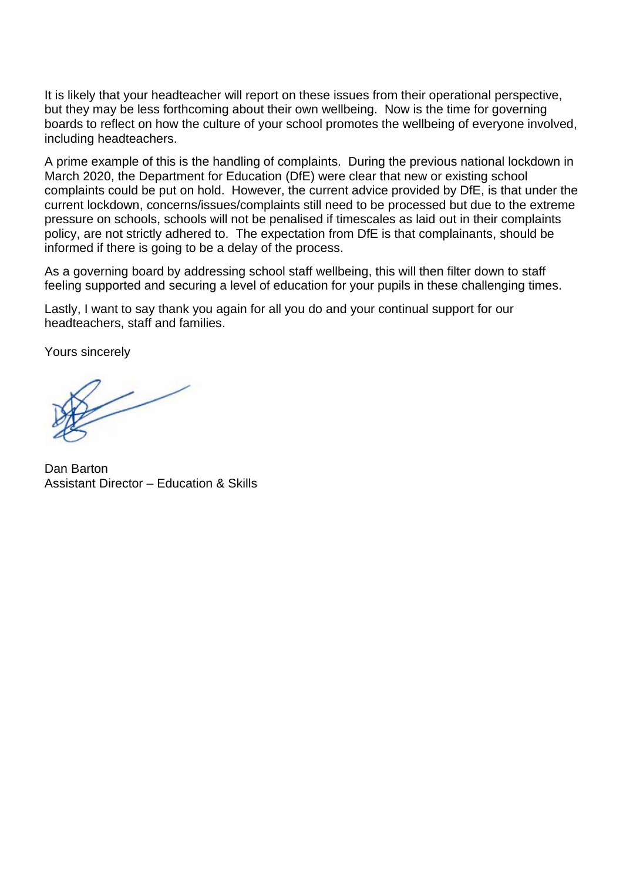It is likely that your headteacher will report on these issues from their operational perspective, but they may be less forthcoming about their own wellbeing.  Now is the time for governing boards to reflect on how the culture of your school promotes the wellbeing of everyone involved, including headteachers.

A prime example of this is the handling of complaints.  During the previous national lockdown in March 2020, the Department for Education (DfE) were clear that new or existing school complaints could be put on hold.  However, the current advice provided by DfE, is that under the current lockdown, concerns/issues/complaints still need to be processed but due to the extreme pressure on schools, schools will not be penalised if timescales as laid out in their complaints policy, are not strictly adhered to.  The expectation from DfE is that complainants, should be informed if there is going to be a delay of the process.

As a governing board by addressing school staff wellbeing, this will then filter down to staff feeling supported and securing a level of education for your pupils in these challenging times.

Lastly, I want to say thank you again for all you do and your continual support for our headteachers, staff and families.

Yours sincerely

Dan Barton
Assistant Director – Education & Skills